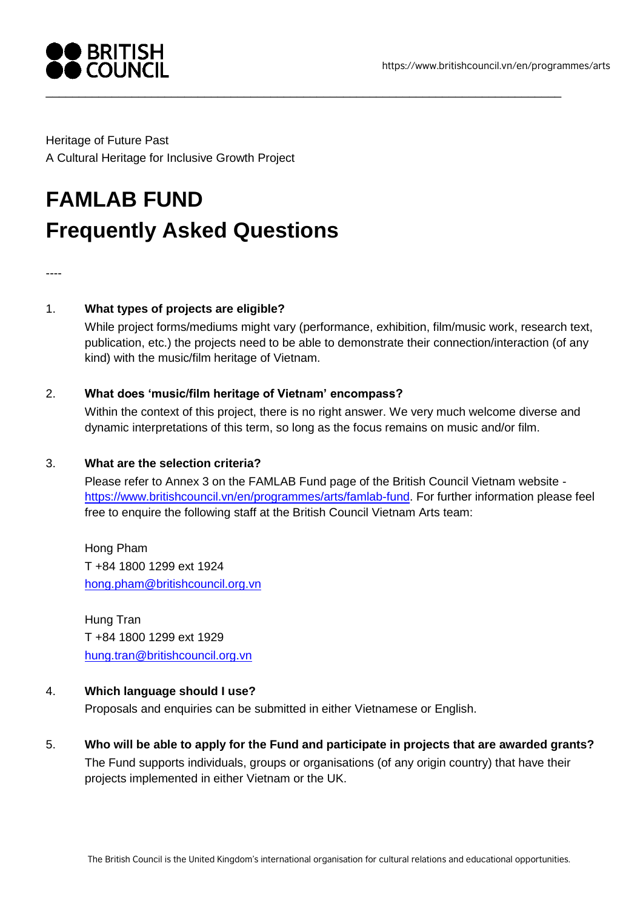Heritage of Future Past
A Cultural Heritage for Inclusive Growth Project

# FAMLAB FUND
# Frequently Asked Questions

----

1. **What types of projects are eligible?**

   While project forms/mediums might vary (performance, exhibition, film/music work, research text, publication, etc.) the projects need to be able to demonstrate their connection/interaction (of any kind) with the music/film heritage of Vietnam.

2. **What does 'music/film heritage of Vietnam' encompass?**

   Within the context of this project, there is no right answer. We very much welcome diverse and dynamic interpretations of this term, so long as the focus remains on music and/or film.

3. **What are the selection criteria?**

   Please refer to Annex 3 on the FAMLAB Fund page of the British Council Vietnam website - https://www.britishcouncil.vn/en/programmes/arts/famlab-fund. For further information please feel free to enquire the following staff at the British Council Vietnam Arts team:

   Hong Pham
   T +84 1800 1299 ext 1924
   hong.pham@britishcouncil.org.vn

   Hung Tran
   T +84 1800 1299 ext 1929
   hung.tran@britishcouncil.org.vn

4. **Which language should I use?**

   Proposals and enquiries can be submitted in either Vietnamese or English.

5. **Who will be able to apply for the Fund and participate in projects that are awarded grants?**

   The Fund supports individuals, groups or organisations (of any origin country) that have their projects implemented in either Vietnam or the UK.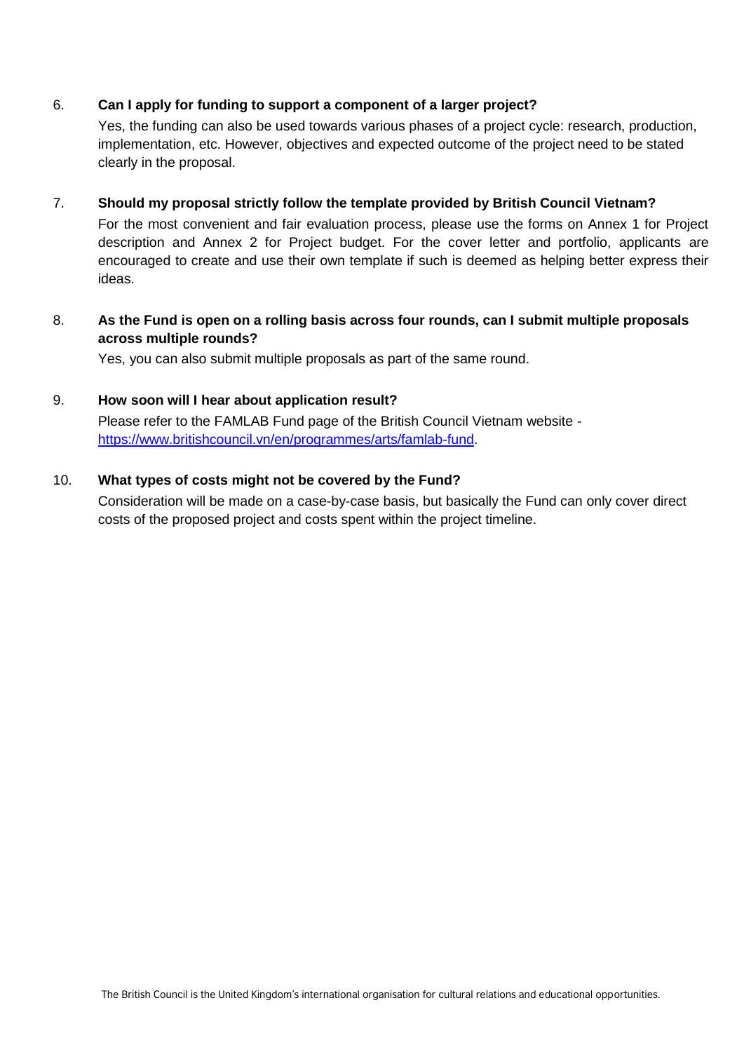6. **Can I apply for funding to support a component of a larger project?**

   Yes, the funding can also be used towards various phases of a project cycle: research, production, implementation, etc. However, objectives and expected outcome of the project need to be stated clearly in the proposal.

7. **Should my proposal strictly follow the template provided by British Council Vietnam?**

   For the most convenient and fair evaluation process, please use the forms on Annex 1 for Project description and Annex 2 for Project budget. For the cover letter and portfolio, applicants are encouraged to create and use their own template if such is deemed as helping better express their ideas.

8. **As the Fund is open on a rolling basis across four rounds, can I submit multiple proposals across multiple rounds?**

   Yes, you can also submit multiple proposals as part of the same round.

9. **How soon will I hear about application result?**

   Please refer to the FAMLAB Fund page of the British Council Vietnam website - [https://www.britishcouncil.vn/en/programmes/arts/famlab-fund](https://www.britishcouncil.vn/en/programmes/arts/famlab-fund).

10. **What types of costs might not be covered by the Fund?**

    Consideration will be made on a case-by-case basis, but basically the Fund can only cover direct costs of the proposed project and costs spent within the project timeline.